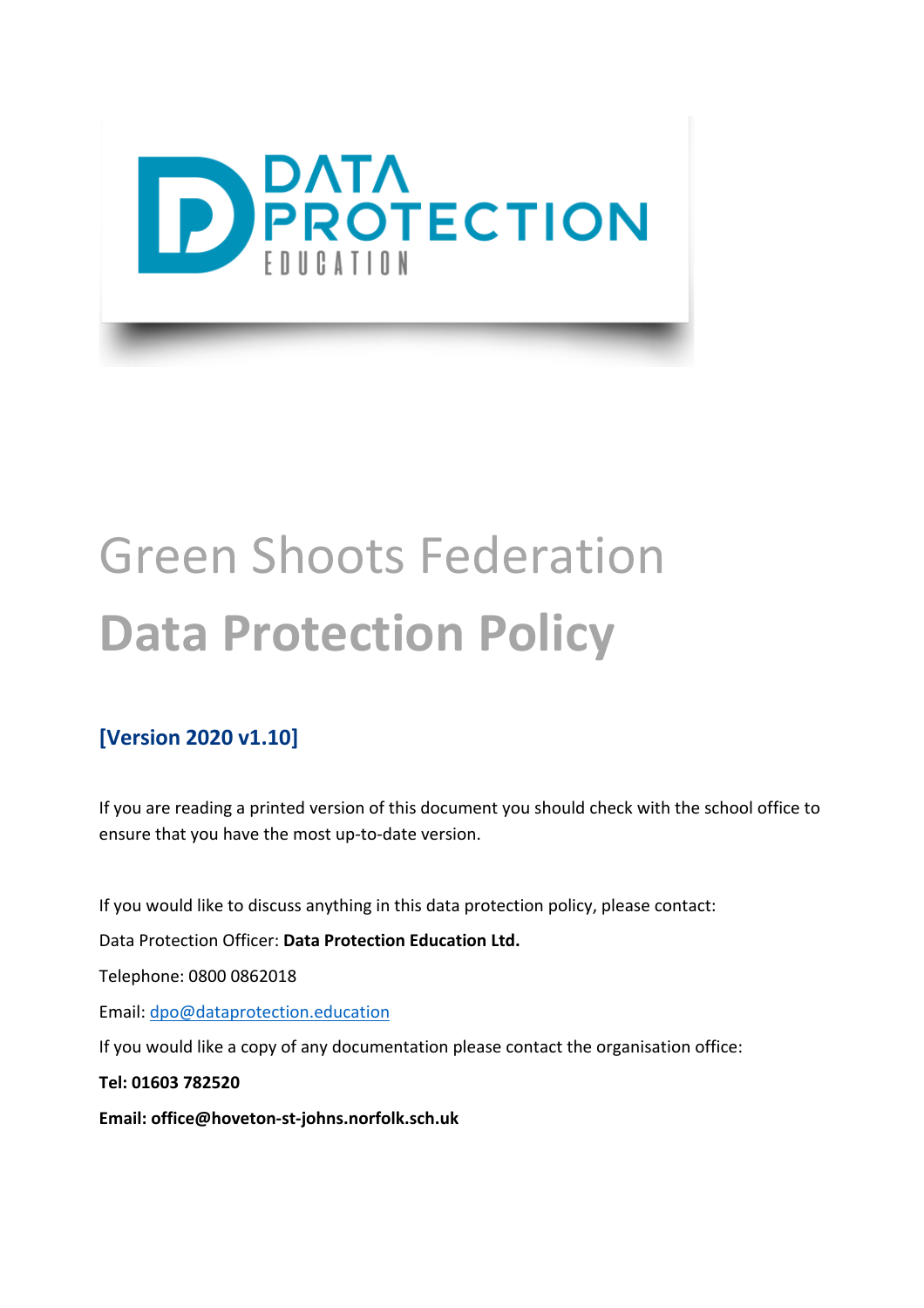# Green Shoots Federation

# Data Protection Policy

**[Version 2020 v1.10]**

If you are reading a printed version of this document you should check with the school office to ensure that you have the most up-to-date version.

If you would like to discuss anything in this data protection policy, please contact:

Data Protection Officer: **Data Protection Education Ltd.**

Telephone: 0800 0862018

Email: dpo@dataprotection.education

If you would like a copy of any documentation please contact the organisation office:

**Tel: 01603 782520**

**Email: office@hoveton-st-johns.norfolk.sch.uk**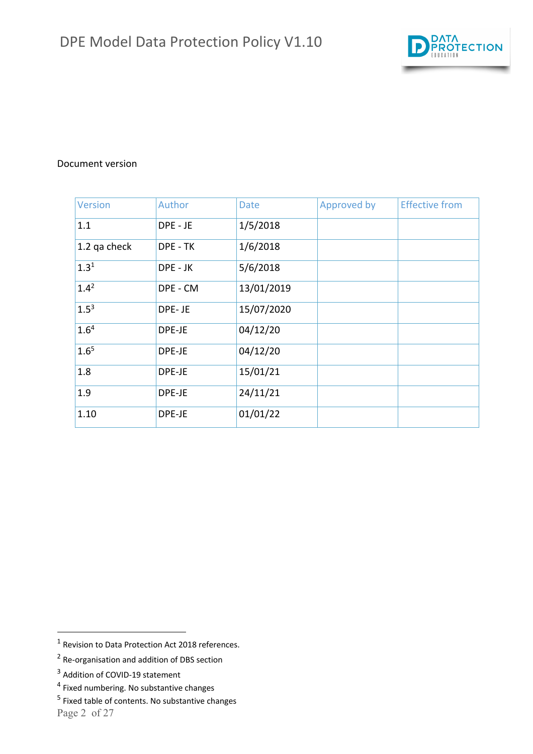Document version

| Version | Author | Date | Approved by | Effective from |
|---|---|---|---|---|
| 1.1 | DPE - JE | 1/5/2018 | | |
| 1.2 qa check | DPE - TK | 1/6/2018 | | |
| 1.3[1] | DPE - JK | 5/6/2018 | | |
| 1.4[2] | DPE - CM | 13/01/2019 | | |
| 1.5[3] | DPE- JE | 15/07/2020 | | |
| 1.6[4] | DPE-JE | 04/12/20 | | |
| 1.6[5] | DPE-JE | 04/12/20 | | |
| 1.8 | DPE-JE | 15/01/21 | | |
| 1.9 | DPE-JE | 24/11/21 | | |
| 1.10 | DPE-JE | 01/01/22 | | |

[1] Revision to Data Protection Act 2018 references.

[2] Re-organisation and addition of DBS section

[3] Addition of COVID-19 statement

[4] Fixed numbering. No substantive changes

[5] Fixed table of contents. No substantive changes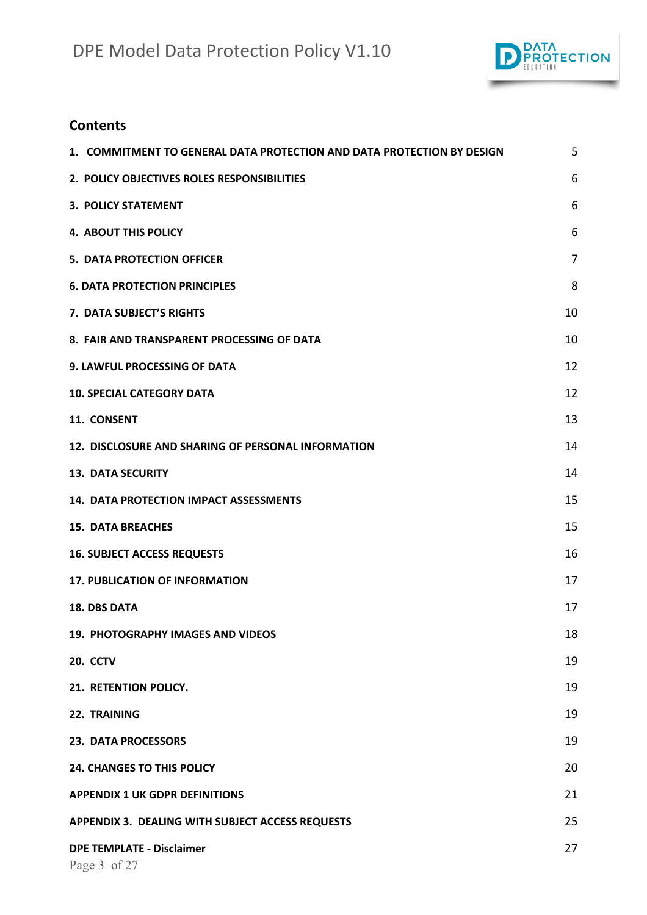## Contents

| | |
|---|---|
| **1. COMMITMENT TO GENERAL DATA PROTECTION AND DATA PROTECTION BY DESIGN** | 5 |
| **2. POLICY OBJECTIVES ROLES RESPONSIBILITIES** | 6 |
| **3. POLICY STATEMENT** | 6 |
| **4. ABOUT THIS POLICY** | 6 |
| **5. DATA PROTECTION OFFICER** | 7 |
| **6. DATA PROTECTION PRINCIPLES** | 8 |
| **7. DATA SUBJECT'S RIGHTS** | 10 |
| **8. FAIR AND TRANSPARENT PROCESSING OF DATA** | 10 |
| **9. LAWFUL PROCESSING OF DATA** | 12 |
| **10. SPECIAL CATEGORY DATA** | 12 |
| **11. CONSENT** | 13 |
| **12. DISCLOSURE AND SHARING OF PERSONAL INFORMATION** | 14 |
| **13. DATA SECURITY** | 14 |
| **14. DATA PROTECTION IMPACT ASSESSMENTS** | 15 |
| **15. DATA BREACHES** | 15 |
| **16. SUBJECT ACCESS REQUESTS** | 16 |
| **17. PUBLICATION OF INFORMATION** | 17 |
| **18. DBS DATA** | 17 |
| **19. PHOTOGRAPHY IMAGES AND VIDEOS** | 18 |
| **20. CCTV** | 19 |
| **21. RETENTION POLICY.** | 19 |
| **22. TRAINING** | 19 |
| **23. DATA PROCESSORS** | 19 |
| **24. CHANGES TO THIS POLICY** | 20 |
| **APPENDIX 1 UK GDPR DEFINITIONS** | 21 |
| **APPENDIX 3. DEALING WITH SUBJECT ACCESS REQUESTS** | 25 |
| **DPE TEMPLATE - Disclaimer** | 27 |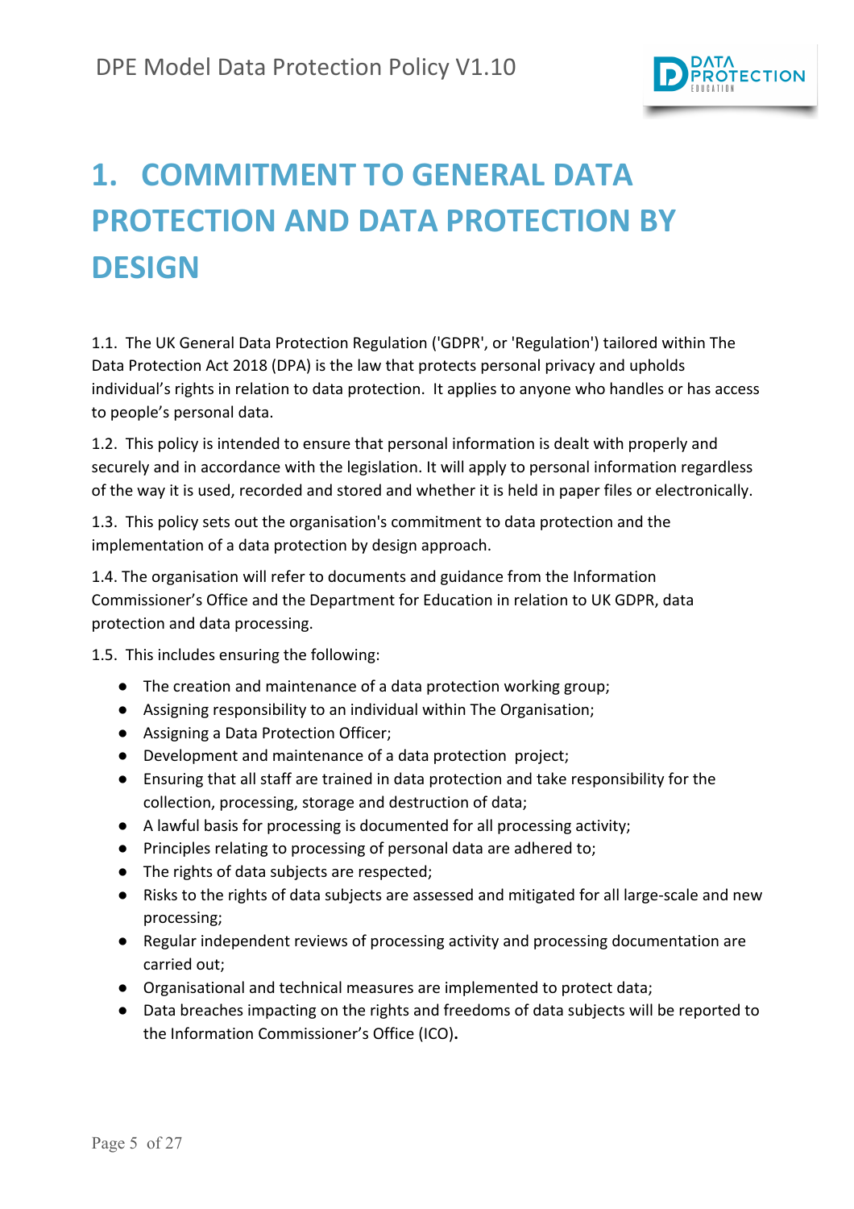# 1. COMMITMENT TO GENERAL DATA PROTECTION AND DATA PROTECTION BY DESIGN

1.1. The UK General Data Protection Regulation ('GDPR', or 'Regulation') tailored within The Data Protection Act 2018 (DPA) is the law that protects personal privacy and upholds individual's rights in relation to data protection. It applies to anyone who handles or has access to people's personal data.

1.2. This policy is intended to ensure that personal information is dealt with properly and securely and in accordance with the legislation. It will apply to personal information regardless of the way it is used, recorded and stored and whether it is held in paper files or electronically.

1.3. This policy sets out the organisation's commitment to data protection and the implementation of a data protection by design approach.

1.4. The organisation will refer to documents and guidance from the Information Commissioner's Office and the Department for Education in relation to UK GDPR, data protection and data processing.

1.5. This includes ensuring the following:

- The creation and maintenance of a data protection working group;
- Assigning responsibility to an individual within The Organisation;
- Assigning a Data Protection Officer;
- Development and maintenance of a data protection project;
- Ensuring that all staff are trained in data protection and take responsibility for the collection, processing, storage and destruction of data;
- A lawful basis for processing is documented for all processing activity;
- Principles relating to processing of personal data are adhered to;
- The rights of data subjects are respected;
- Risks to the rights of data subjects are assessed and mitigated for all large-scale and new processing;
- Regular independent reviews of processing activity and processing documentation are carried out;
- Organisational and technical measures are implemented to protect data;
- Data breaches impacting on the rights and freedoms of data subjects will be reported to the Information Commissioner's Office (ICO).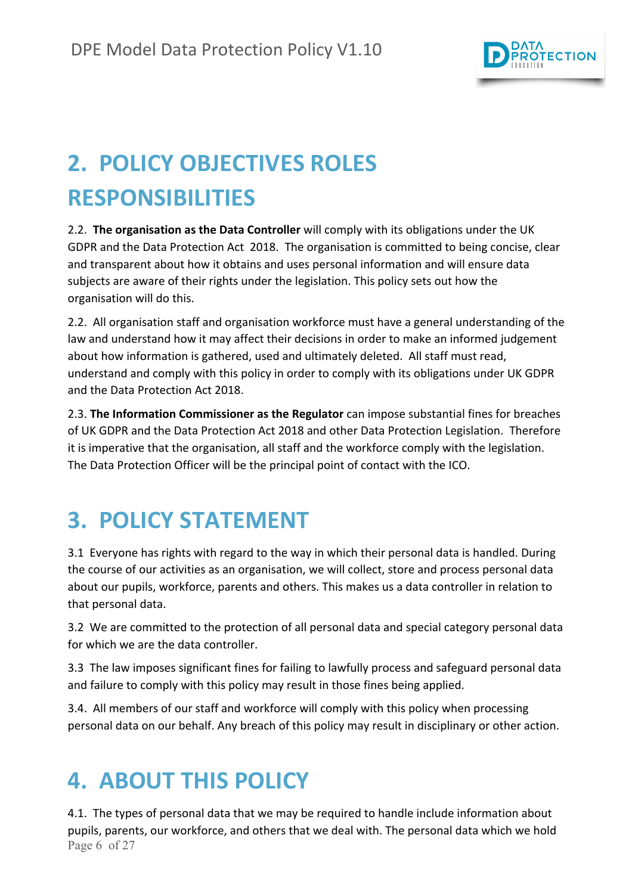# 2. POLICY OBJECTIVES ROLES RESPONSIBILITIES

2.2. **The organisation as the Data Controller** will comply with its obligations under the UK GDPR and the Data Protection Act 2018. The organisation is committed to being concise, clear and transparent about how it obtains and uses personal information and will ensure data subjects are aware of their rights under the legislation. This policy sets out how the organisation will do this.

2.2. All organisation staff and organisation workforce must have a general understanding of the law and understand how it may affect their decisions in order to make an informed judgement about how information is gathered, used and ultimately deleted. All staff must read, understand and comply with this policy in order to comply with its obligations under UK GDPR and the Data Protection Act 2018.

2.3. **The Information Commissioner as the Regulator** can impose substantial fines for breaches of UK GDPR and the Data Protection Act 2018 and other Data Protection Legislation. Therefore it is imperative that the organisation, all staff and the workforce comply with the legislation. The Data Protection Officer will be the principal point of contact with the ICO.

# 3. POLICY STATEMENT

3.1 Everyone has rights with regard to the way in which their personal data is handled. During the course of our activities as an organisation, we will collect, store and process personal data about our pupils, workforce, parents and others. This makes us a data controller in relation to that personal data.

3.2 We are committed to the protection of all personal data and special category personal data for which we are the data controller.

3.3 The law imposes significant fines for failing to lawfully process and safeguard personal data and failure to comply with this policy may result in those fines being applied.

3.4. All members of our staff and workforce will comply with this policy when processing personal data on our behalf. Any breach of this policy may result in disciplinary or other action.

# 4. ABOUT THIS POLICY

4.1. The types of personal data that we may be required to handle include information about pupils, parents, our workforce, and others that we deal with. The personal data which we hold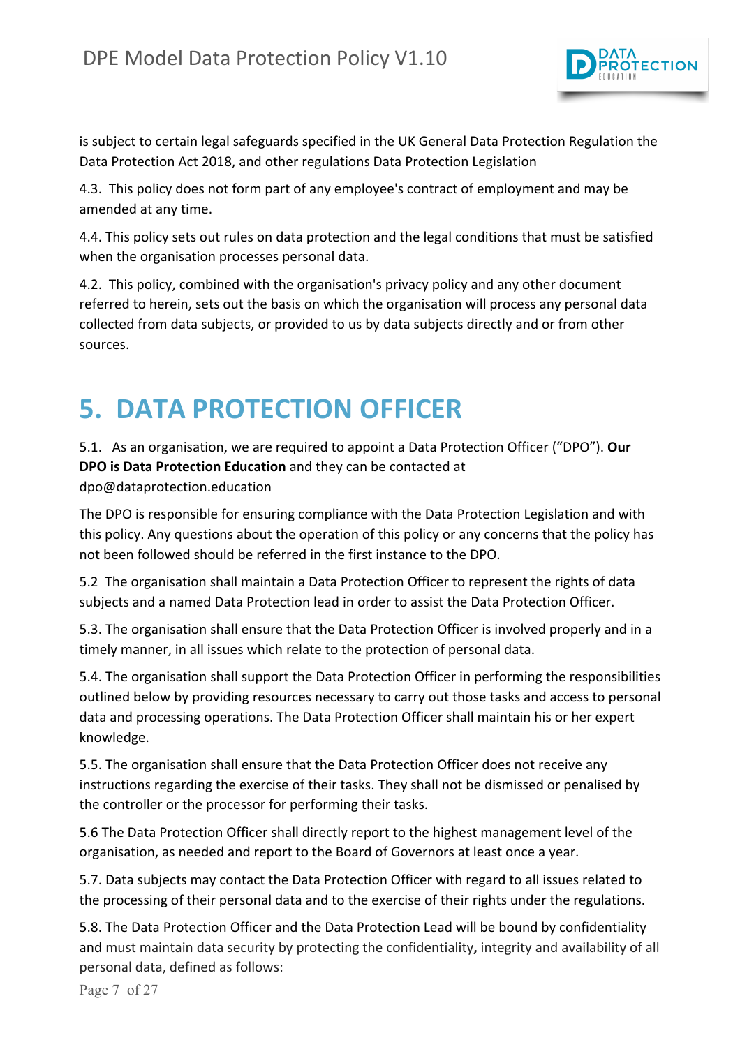is subject to certain legal safeguards specified in the UK General Data Protection Regulation the Data Protection Act 2018, and other regulations Data Protection Legislation

4.3. This policy does not form part of any employee's contract of employment and may be amended at any time.

4.4. This policy sets out rules on data protection and the legal conditions that must be satisfied when the organisation processes personal data.

4.2. This policy, combined with the organisation's privacy policy and any other document referred to herein, sets out the basis on which the organisation will process any personal data collected from data subjects, or provided to us by data subjects directly and or from other sources.

# 5. DATA PROTECTION OFFICER

5.1. As an organisation, we are required to appoint a Data Protection Officer ("DPO"). **Our DPO is Data Protection Education** and they can be contacted at dpo@dataprotection.education

The DPO is responsible for ensuring compliance with the Data Protection Legislation and with this policy. Any questions about the operation of this policy or any concerns that the policy has not been followed should be referred in the first instance to the DPO.

5.2 The organisation shall maintain a Data Protection Officer to represent the rights of data subjects and a named Data Protection lead in order to assist the Data Protection Officer.

5.3. The organisation shall ensure that the Data Protection Officer is involved properly and in a timely manner, in all issues which relate to the protection of personal data.

5.4. The organisation shall support the Data Protection Officer in performing the responsibilities outlined below by providing resources necessary to carry out those tasks and access to personal data and processing operations. The Data Protection Officer shall maintain his or her expert knowledge.

5.5. The organisation shall ensure that the Data Protection Officer does not receive any instructions regarding the exercise of their tasks. They shall not be dismissed or penalised by the controller or the processor for performing their tasks.

5.6 The Data Protection Officer shall directly report to the highest management level of the organisation, as needed and report to the Board of Governors at least once a year.

5.7. Data subjects may contact the Data Protection Officer with regard to all issues related to the processing of their personal data and to the exercise of their rights under the regulations.

5.8. The Data Protection Officer and the Data Protection Lead will be bound by confidentiality and must maintain data security by protecting the confidentiality**,** integrity and availability of all personal data, defined as follows: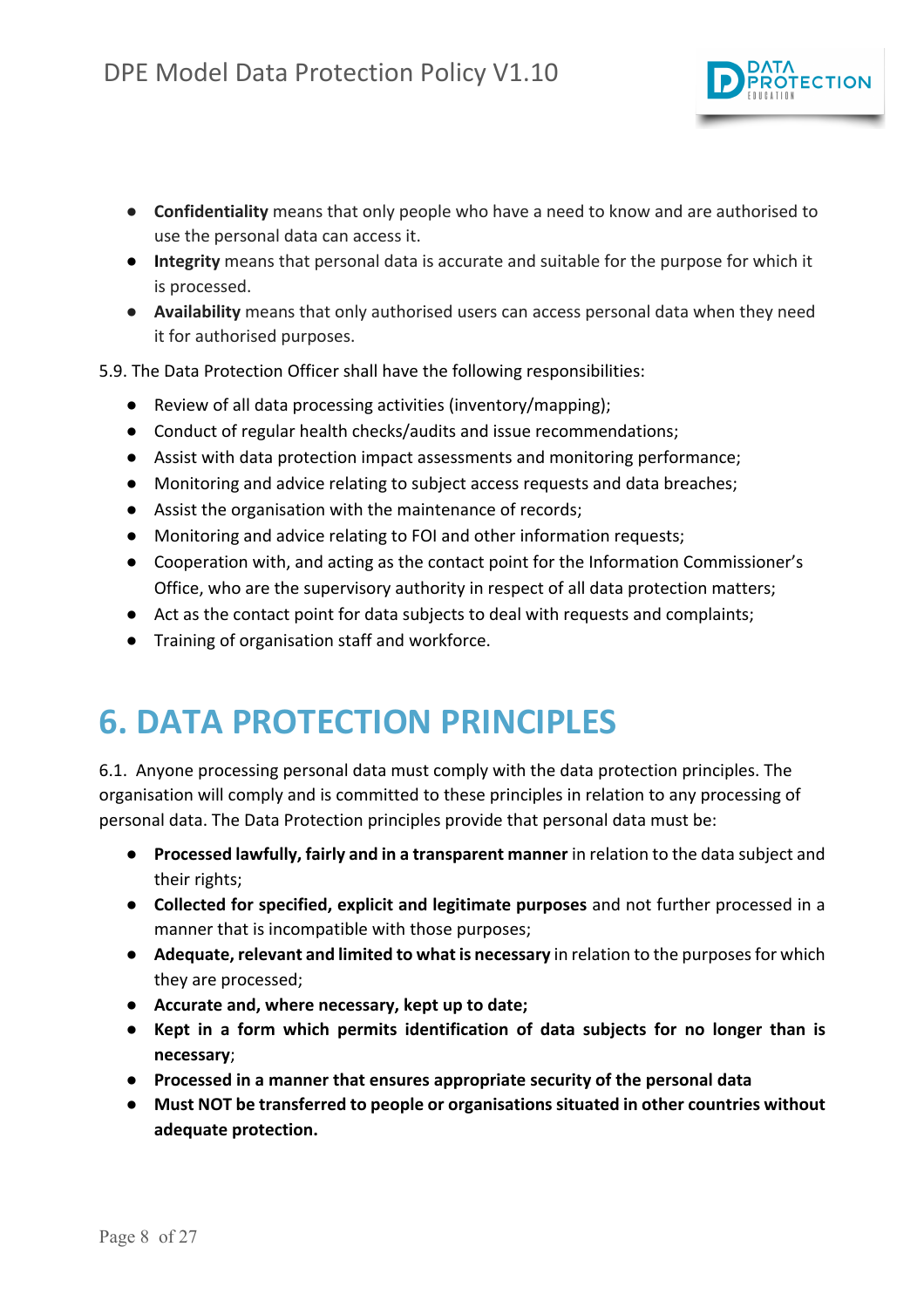- **Confidentiality** means that only people who have a need to know and are authorised to use the personal data can access it.
- **Integrity** means that personal data is accurate and suitable for the purpose for which it is processed.
- **Availability** means that only authorised users can access personal data when they need it for authorised purposes.

5.9. The Data Protection Officer shall have the following responsibilities:

- Review of all data processing activities (inventory/mapping);
- Conduct of regular health checks/audits and issue recommendations;
- Assist with data protection impact assessments and monitoring performance;
- Monitoring and advice relating to subject access requests and data breaches;
- Assist the organisation with the maintenance of records;
- Monitoring and advice relating to FOI and other information requests;
- Cooperation with, and acting as the contact point for the Information Commissioner's Office, who are the supervisory authority in respect of all data protection matters;
- Act as the contact point for data subjects to deal with requests and complaints;
- Training of organisation staff and workforce.

# 6. DATA PROTECTION PRINCIPLES

6.1. Anyone processing personal data must comply with the data protection principles. The organisation will comply and is committed to these principles in relation to any processing of personal data. The Data Protection principles provide that personal data must be:

- **Processed lawfully, fairly and in a transparent manner** in relation to the data subject and their rights;
- **Collected for specified, explicit and legitimate purposes** and not further processed in a manner that is incompatible with those purposes;
- **Adequate, relevant and limited to what is necessary** in relation to the purposes for which they are processed;
- **Accurate and, where necessary, kept up to date;**
- **Kept in a form which permits identification of data subjects for no longer than is necessary**;
- **Processed in a manner that ensures appropriate security of the personal data**
- **Must NOT be transferred to people or organisations situated in other countries without adequate protection.**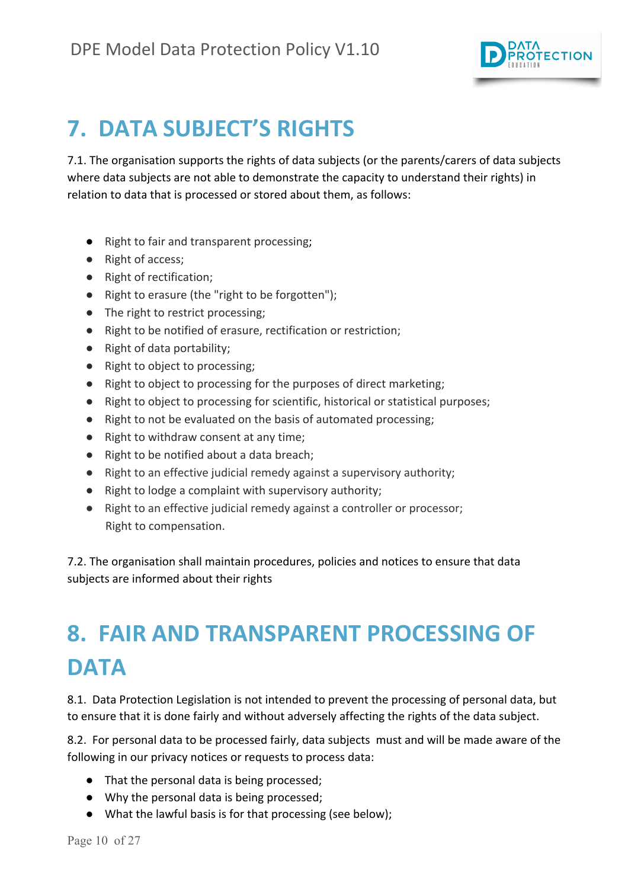# 7. DATA SUBJECT'S RIGHTS

7.1. The organisation supports the rights of data subjects (or the parents/carers of data subjects where data subjects are not able to demonstrate the capacity to understand their rights) in relation to data that is processed or stored about them, as follows:

- Right to fair and transparent processing;
- Right of access;
- Right of rectification;
- Right to erasure (the "right to be forgotten");
- The right to restrict processing;
- Right to be notified of erasure, rectification or restriction;
- Right of data portability;
- Right to object to processing;
- Right to object to processing for the purposes of direct marketing;
- Right to object to processing for scientific, historical or statistical purposes;
- Right to not be evaluated on the basis of automated processing;
- Right to withdraw consent at any time;
- Right to be notified about a data breach;
- Right to an effective judicial remedy against a supervisory authority;
- Right to lodge a complaint with supervisory authority;
- Right to an effective judicial remedy against a controller or processor;
  Right to compensation.

7.2. The organisation shall maintain procedures, policies and notices to ensure that data subjects are informed about their rights

# 8. FAIR AND TRANSPARENT PROCESSING OF DATA

8.1. Data Protection Legislation is not intended to prevent the processing of personal data, but to ensure that it is done fairly and without adversely affecting the rights of the data subject.

8.2. For personal data to be processed fairly, data subjects must and will be made aware of the following in our privacy notices or requests to process data:

- That the personal data is being processed;
- Why the personal data is being processed;
- What the lawful basis is for that processing (see below);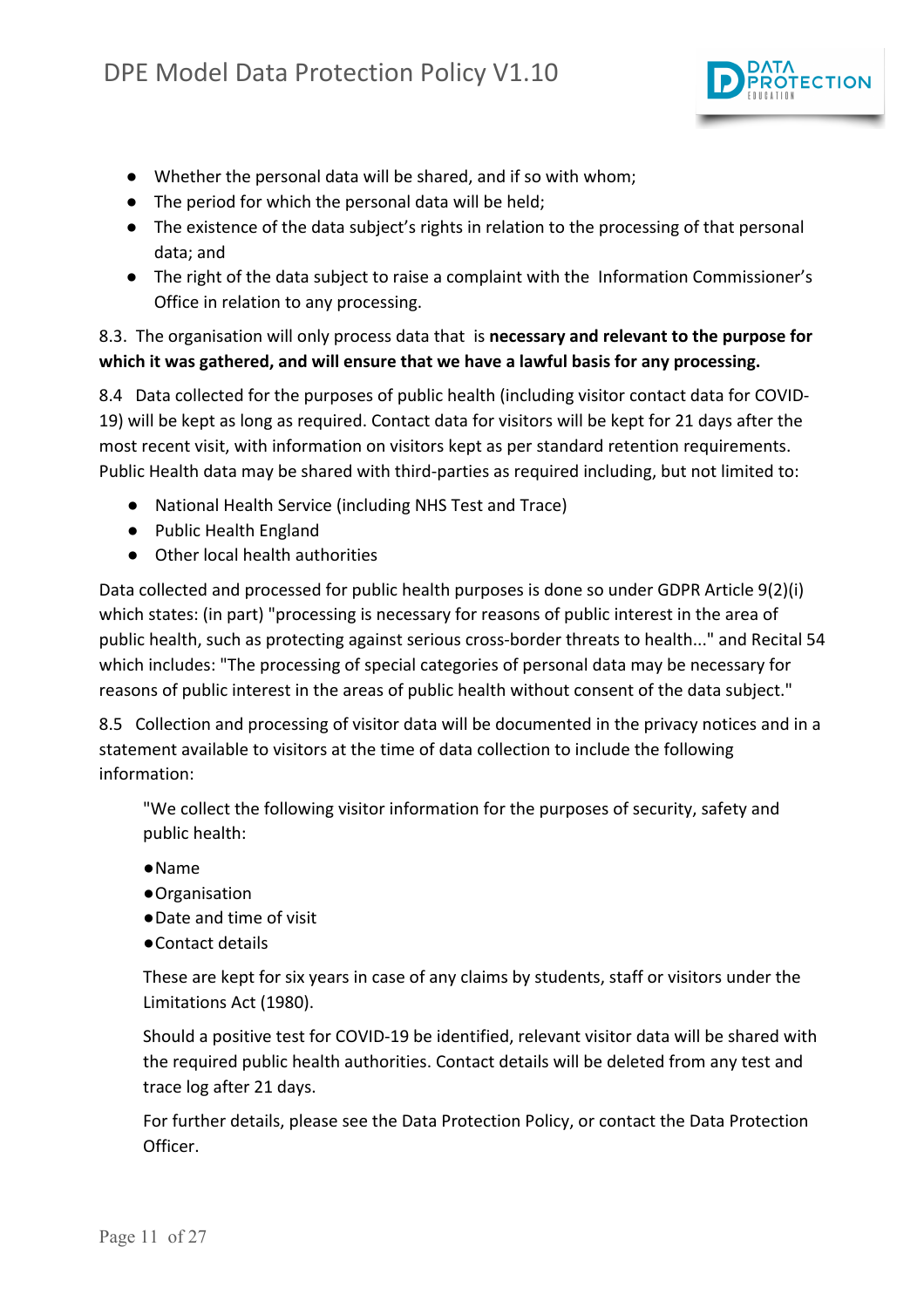- Whether the personal data will be shared, and if so with whom;
- The period for which the personal data will be held;
- The existence of the data subject's rights in relation to the processing of that personal data; and
- The right of the data subject to raise a complaint with the Information Commissioner's Office in relation to any processing.

8.3. The organisation will only process data that is **necessary and relevant to the purpose for which it was gathered, and will ensure that we have a lawful basis for any processing.**

8.4 Data collected for the purposes of public health (including visitor contact data for COVID-19) will be kept as long as required. Contact data for visitors will be kept for 21 days after the most recent visit, with information on visitors kept as per standard retention requirements. Public Health data may be shared with third-parties as required including, but not limited to:

- National Health Service (including NHS Test and Trace)
- Public Health England
- Other local health authorities

Data collected and processed for public health purposes is done so under GDPR Article 9(2)(i) which states: (in part) "processing is necessary for reasons of public interest in the area of public health, such as protecting against serious cross-border threats to health..." and Recital 54 which includes: "The processing of special categories of personal data may be necessary for reasons of public interest in the areas of public health without consent of the data subject."

8.5 Collection and processing of visitor data will be documented in the privacy notices and in a statement available to visitors at the time of data collection to include the following information:

> "We collect the following visitor information for the purposes of security, safety and public health:
>
> - Name
> - Organisation
> - Date and time of visit
> - Contact details
>
> These are kept for six years in case of any claims by students, staff or visitors under the Limitations Act (1980).
>
> Should a positive test for COVID-19 be identified, relevant visitor data will be shared with the required public health authorities. Contact details will be deleted from any test and trace log after 21 days.
>
> For further details, please see the Data Protection Policy, or contact the Data Protection Officer.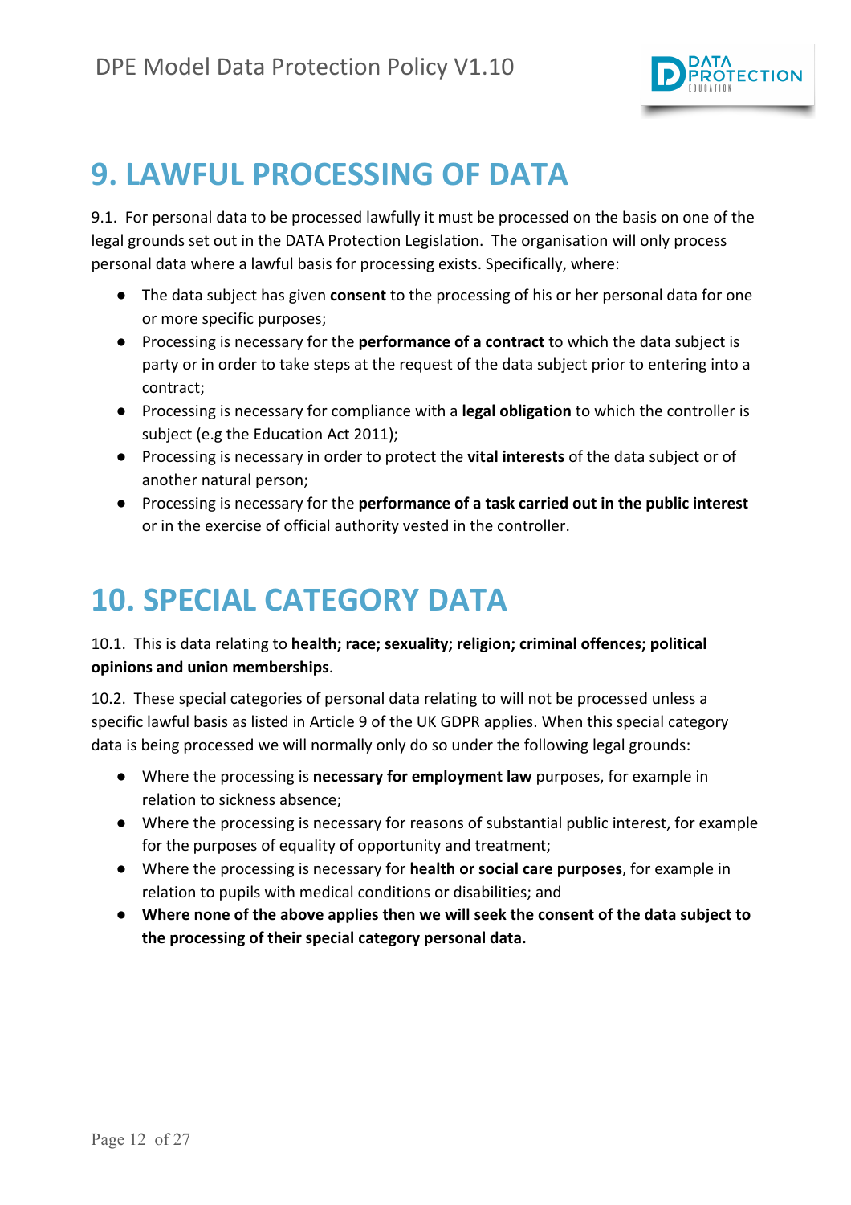# 9. LAWFUL PROCESSING OF DATA

9.1. For personal data to be processed lawfully it must be processed on the basis on one of the legal grounds set out in the DATA Protection Legislation. The organisation will only process personal data where a lawful basis for processing exists. Specifically, where:

- The data subject has given **consent** to the processing of his or her personal data for one or more specific purposes;
- Processing is necessary for the **performance of a contract** to which the data subject is party or in order to take steps at the request of the data subject prior to entering into a contract;
- Processing is necessary for compliance with a **legal obligation** to which the controller is subject (e.g the Education Act 2011);
- Processing is necessary in order to protect the **vital interests** of the data subject or of another natural person;
- Processing is necessary for the **performance of a task carried out in the public interest** or in the exercise of official authority vested in the controller.

# 10. SPECIAL CATEGORY DATA

10.1. This is data relating to **health; race; sexuality; religion; criminal offences; political opinions and union memberships**.

10.2. These special categories of personal data relating to will not be processed unless a specific lawful basis as listed in Article 9 of the UK GDPR applies. When this special category data is being processed we will normally only do so under the following legal grounds:

- Where the processing is **necessary for employment law** purposes, for example in relation to sickness absence;
- Where the processing is necessary for reasons of substantial public interest, for example for the purposes of equality of opportunity and treatment;
- Where the processing is necessary for **health or social care purposes**, for example in relation to pupils with medical conditions or disabilities; and
- **Where none of the above applies then we will seek the consent of the data subject to the processing of their special category personal data.**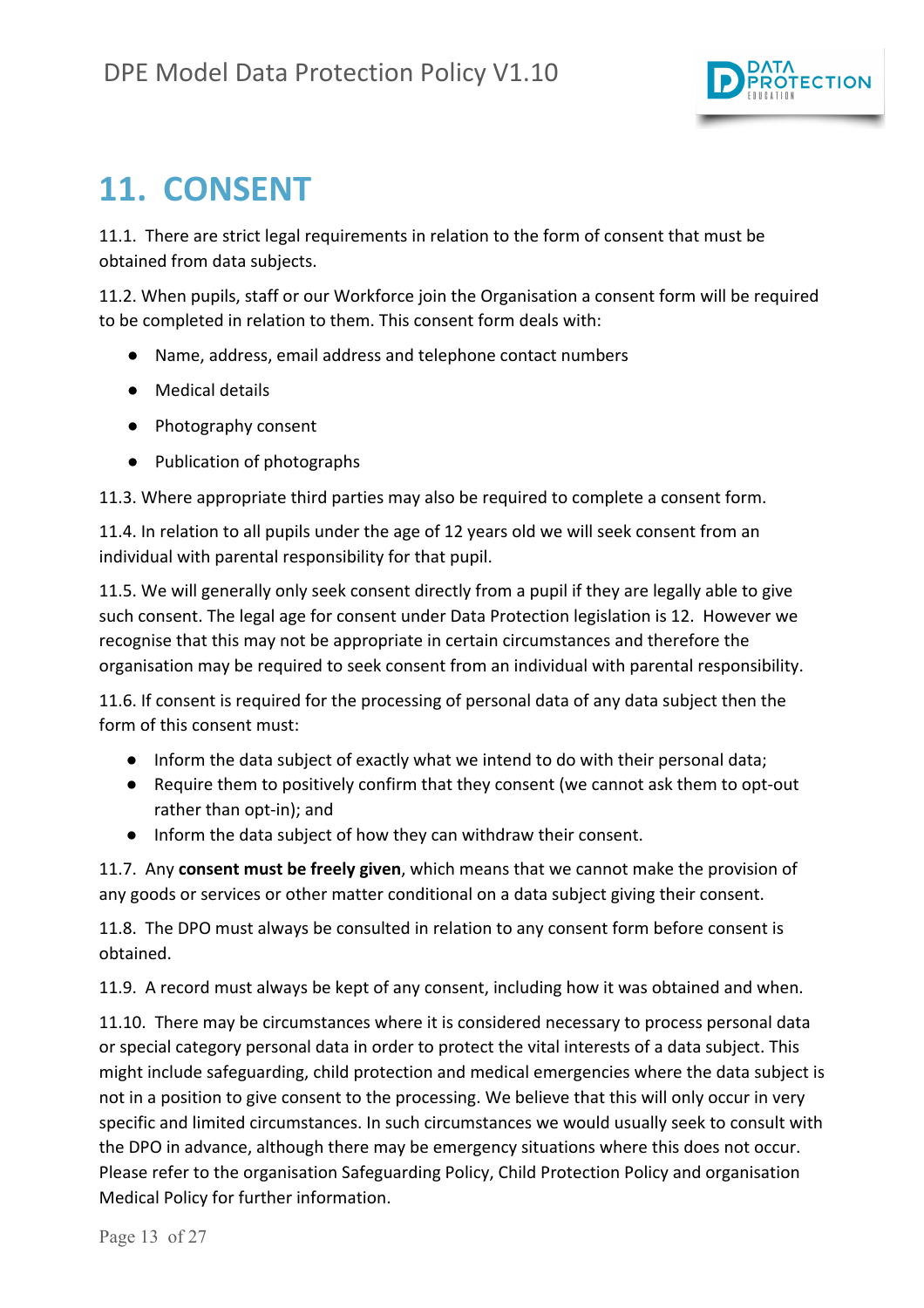# 11. CONSENT

11.1. There are strict legal requirements in relation to the form of consent that must be obtained from data subjects.

11.2. When pupils, staff or our Workforce join the Organisation a consent form will be required to be completed in relation to them. This consent form deals with:

- Name, address, email address and telephone contact numbers
- Medical details
- Photography consent
- Publication of photographs

11.3. Where appropriate third parties may also be required to complete a consent form.

11.4. In relation to all pupils under the age of 12 years old we will seek consent from an individual with parental responsibility for that pupil.

11.5. We will generally only seek consent directly from a pupil if they are legally able to give such consent. The legal age for consent under Data Protection legislation is 12. However we recognise that this may not be appropriate in certain circumstances and therefore the organisation may be required to seek consent from an individual with parental responsibility.

11.6. If consent is required for the processing of personal data of any data subject then the form of this consent must:

- Inform the data subject of exactly what we intend to do with their personal data;
- Require them to positively confirm that they consent (we cannot ask them to opt-out rather than opt-in); and
- Inform the data subject of how they can withdraw their consent.

11.7. Any **consent must be freely given**, which means that we cannot make the provision of any goods or services or other matter conditional on a data subject giving their consent.

11.8. The DPO must always be consulted in relation to any consent form before consent is obtained.

11.9. A record must always be kept of any consent, including how it was obtained and when.

11.10. There may be circumstances where it is considered necessary to process personal data or special category personal data in order to protect the vital interests of a data subject. This might include safeguarding, child protection and medical emergencies where the data subject is not in a position to give consent to the processing. We believe that this will only occur in very specific and limited circumstances. In such circumstances we would usually seek to consult with the DPO in advance, although there may be emergency situations where this does not occur. Please refer to the organisation Safeguarding Policy, Child Protection Policy and organisation Medical Policy for further information.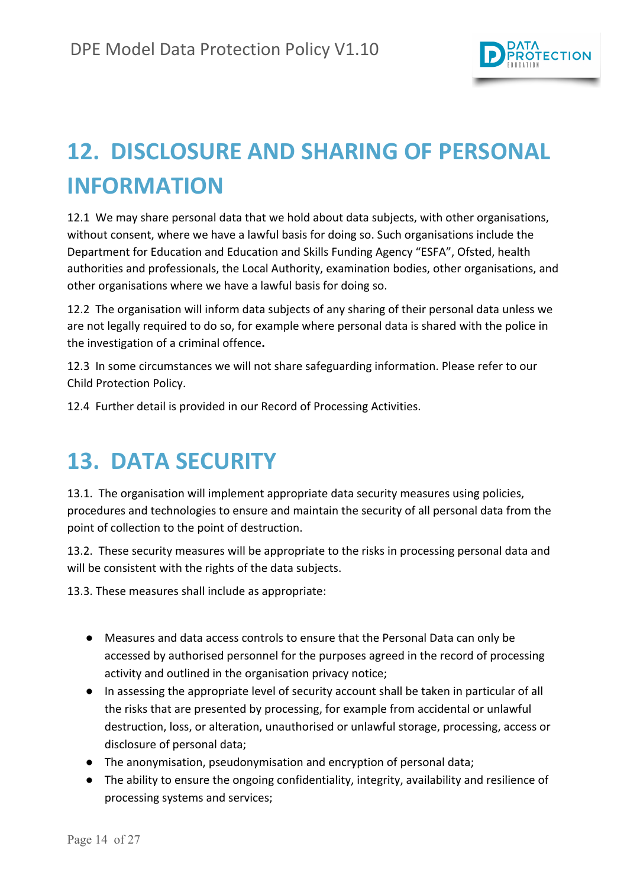## 12. DISCLOSURE AND SHARING OF PERSONAL INFORMATION

12.1 We may share personal data that we hold about data subjects, with other organisations, without consent, where we have a lawful basis for doing so. Such organisations include the Department for Education and Education and Skills Funding Agency "ESFA", Ofsted, health authorities and professionals, the Local Authority, examination bodies, other organisations, and other organisations where we have a lawful basis for doing so.

12.2 The organisation will inform data subjects of any sharing of their personal data unless we are not legally required to do so, for example where personal data is shared with the police in the investigation of a criminal offence**.**

12.3 In some circumstances we will not share safeguarding information. Please refer to our Child Protection Policy.

12.4 Further detail is provided in our Record of Processing Activities.

## 13. DATA SECURITY

13.1. The organisation will implement appropriate data security measures using policies, procedures and technologies to ensure and maintain the security of all personal data from the point of collection to the point of destruction.

13.2. These security measures will be appropriate to the risks in processing personal data and will be consistent with the rights of the data subjects.

13.3. These measures shall include as appropriate:

- Measures and data access controls to ensure that the Personal Data can only be accessed by authorised personnel for the purposes agreed in the record of processing activity and outlined in the organisation privacy notice;
- In assessing the appropriate level of security account shall be taken in particular of all the risks that are presented by processing, for example from accidental or unlawful destruction, loss, or alteration, unauthorised or unlawful storage, processing, access or disclosure of personal data;
- The anonymisation, pseudonymisation and encryption of personal data;
- The ability to ensure the ongoing confidentiality, integrity, availability and resilience of processing systems and services;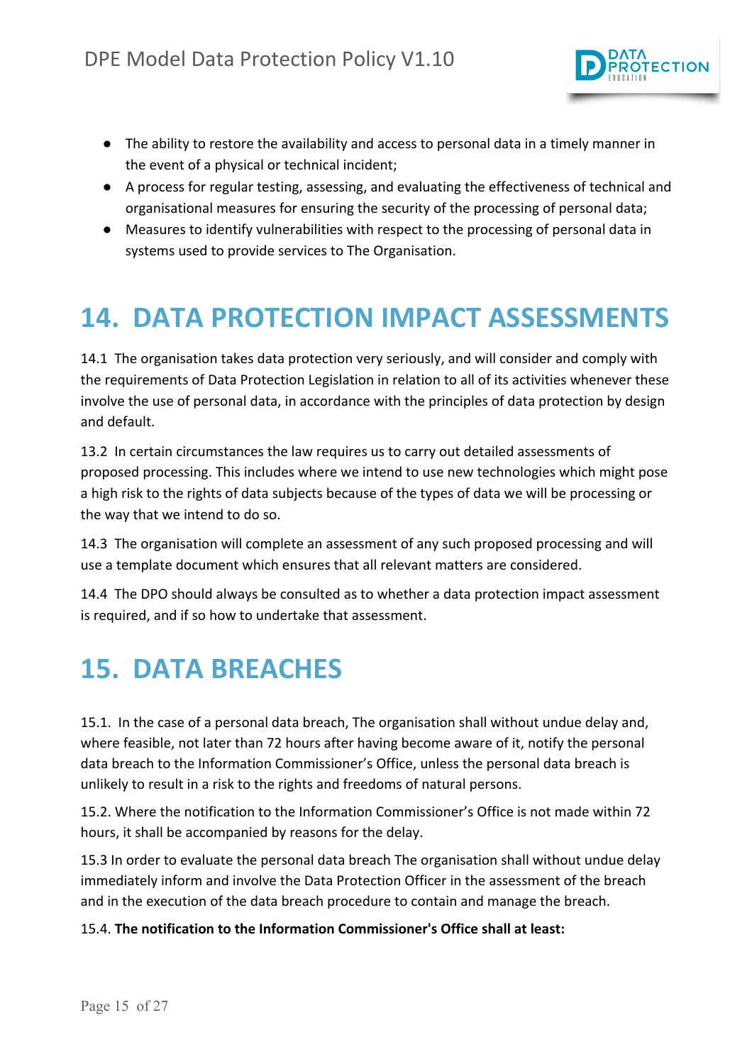- The ability to restore the availability and access to personal data in a timely manner in the event of a physical or technical incident;
- A process for regular testing, assessing, and evaluating the effectiveness of technical and organisational measures for ensuring the security of the processing of personal data;
- Measures to identify vulnerabilities with respect to the processing of personal data in systems used to provide services to The Organisation.

# 14. DATA PROTECTION IMPACT ASSESSMENTS

14.1 The organisation takes data protection very seriously, and will consider and comply with the requirements of Data Protection Legislation in relation to all of its activities whenever these involve the use of personal data, in accordance with the principles of data protection by design and default.

13.2 In certain circumstances the law requires us to carry out detailed assessments of proposed processing. This includes where we intend to use new technologies which might pose a high risk to the rights of data subjects because of the types of data we will be processing or the way that we intend to do so.

14.3 The organisation will complete an assessment of any such proposed processing and will use a template document which ensures that all relevant matters are considered.

14.4 The DPO should always be consulted as to whether a data protection impact assessment is required, and if so how to undertake that assessment.

# 15. DATA BREACHES

15.1. In the case of a personal data breach, The organisation shall without undue delay and, where feasible, not later than 72 hours after having become aware of it, notify the personal data breach to the Information Commissioner's Office, unless the personal data breach is unlikely to result in a risk to the rights and freedoms of natural persons.

15.2. Where the notification to the Information Commissioner's Office is not made within 72 hours, it shall be accompanied by reasons for the delay.

15.3 In order to evaluate the personal data breach The organisation shall without undue delay immediately inform and involve the Data Protection Officer in the assessment of the breach and in the execution of the data breach procedure to contain and manage the breach.

15.4. **The notification to the Information Commissioner's Office shall at least:**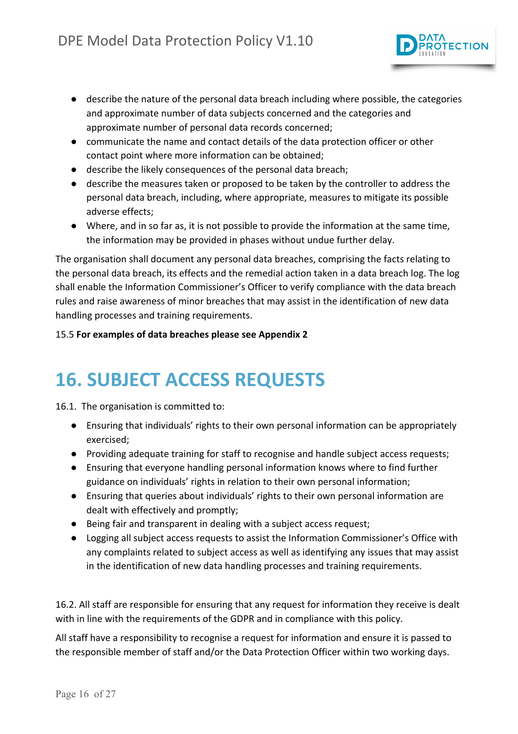- describe the nature of the personal data breach including where possible, the categories and approximate number of data subjects concerned and the categories and approximate number of personal data records concerned;
- communicate the name and contact details of the data protection officer or other contact point where more information can be obtained;
- describe the likely consequences of the personal data breach;
- describe the measures taken or proposed to be taken by the controller to address the personal data breach, including, where appropriate, measures to mitigate its possible adverse effects;
- Where, and in so far as, it is not possible to provide the information at the same time, the information may be provided in phases without undue further delay.

The organisation shall document any personal data breaches, comprising the facts relating to the personal data breach, its effects and the remedial action taken in a data breach log. The log shall enable the Information Commissioner's Officer to verify compliance with the data breach rules and raise awareness of minor breaches that may assist in the identification of new data handling processes and training requirements.

15.5 **For examples of data breaches please see Appendix 2**

# 16. SUBJECT ACCESS REQUESTS

16.1. The organisation is committed to:

- Ensuring that individuals' rights to their own personal information can be appropriately exercised;
- Providing adequate training for staff to recognise and handle subject access requests;
- Ensuring that everyone handling personal information knows where to find further guidance on individuals' rights in relation to their own personal information;
- Ensuring that queries about individuals' rights to their own personal information are dealt with effectively and promptly;
- Being fair and transparent in dealing with a subject access request;
- Logging all subject access requests to assist the Information Commissioner's Office with any complaints related to subject access as well as identifying any issues that may assist in the identification of new data handling processes and training requirements.

16.2. All staff are responsible for ensuring that any request for information they receive is dealt with in line with the requirements of the GDPR and in compliance with this policy.

All staff have a responsibility to recognise a request for information and ensure it is passed to the responsible member of staff and/or the Data Protection Officer within two working days.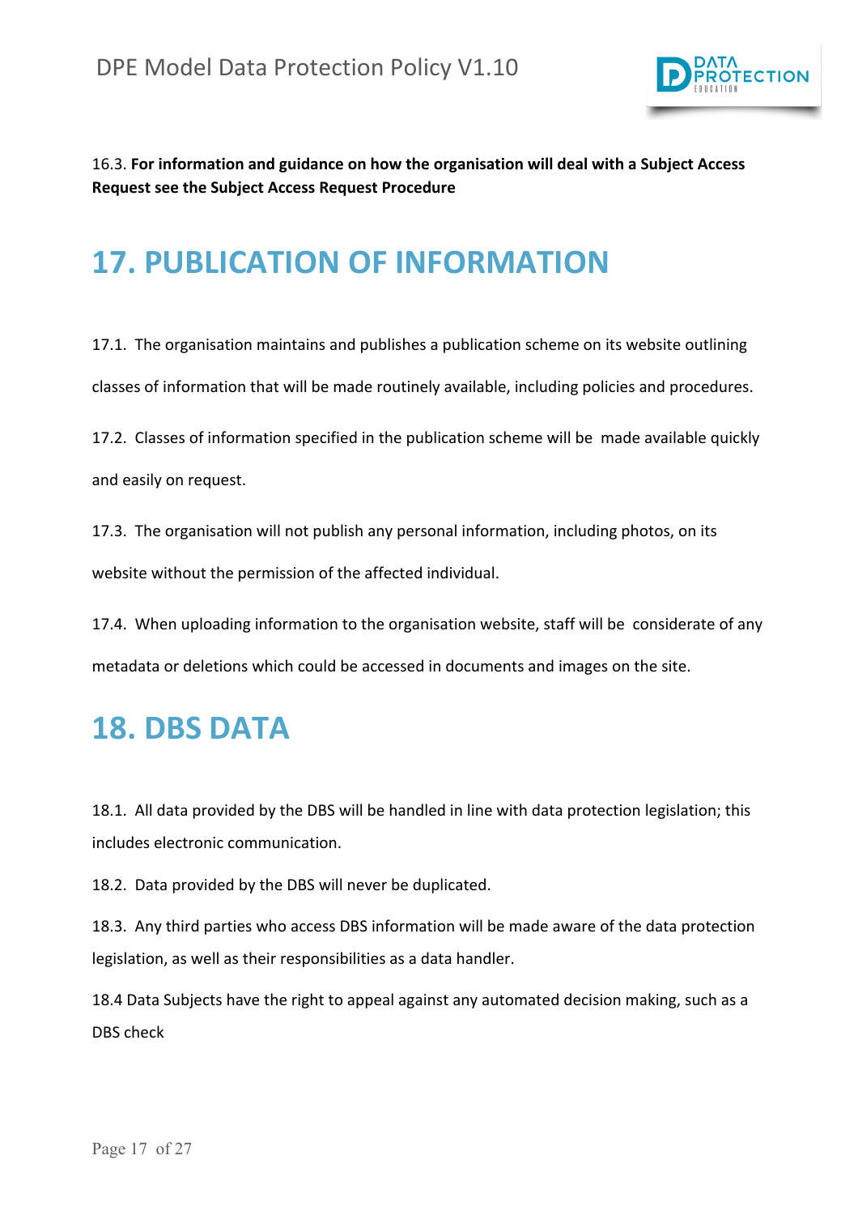16.3. **For information and guidance on how the organisation will deal with a Subject Access Request see the Subject Access Request Procedure**

## 17. PUBLICATION OF INFORMATION

17.1. The organisation maintains and publishes a publication scheme on its website outlining classes of information that will be made routinely available, including policies and procedures.

17.2. Classes of information specified in the publication scheme will be made available quickly and easily on request.

17.3. The organisation will not publish any personal information, including photos, on its website without the permission of the affected individual.

17.4. When uploading information to the organisation website, staff will be considerate of any metadata or deletions which could be accessed in documents and images on the site.

## 18. DBS DATA

18.1. All data provided by the DBS will be handled in line with data protection legislation; this includes electronic communication.

18.2. Data provided by the DBS will never be duplicated.

18.3. Any third parties who access DBS information will be made aware of the data protection legislation, as well as their responsibilities as a data handler.

18.4 Data Subjects have the right to appeal against any automated decision making, such as a DBS check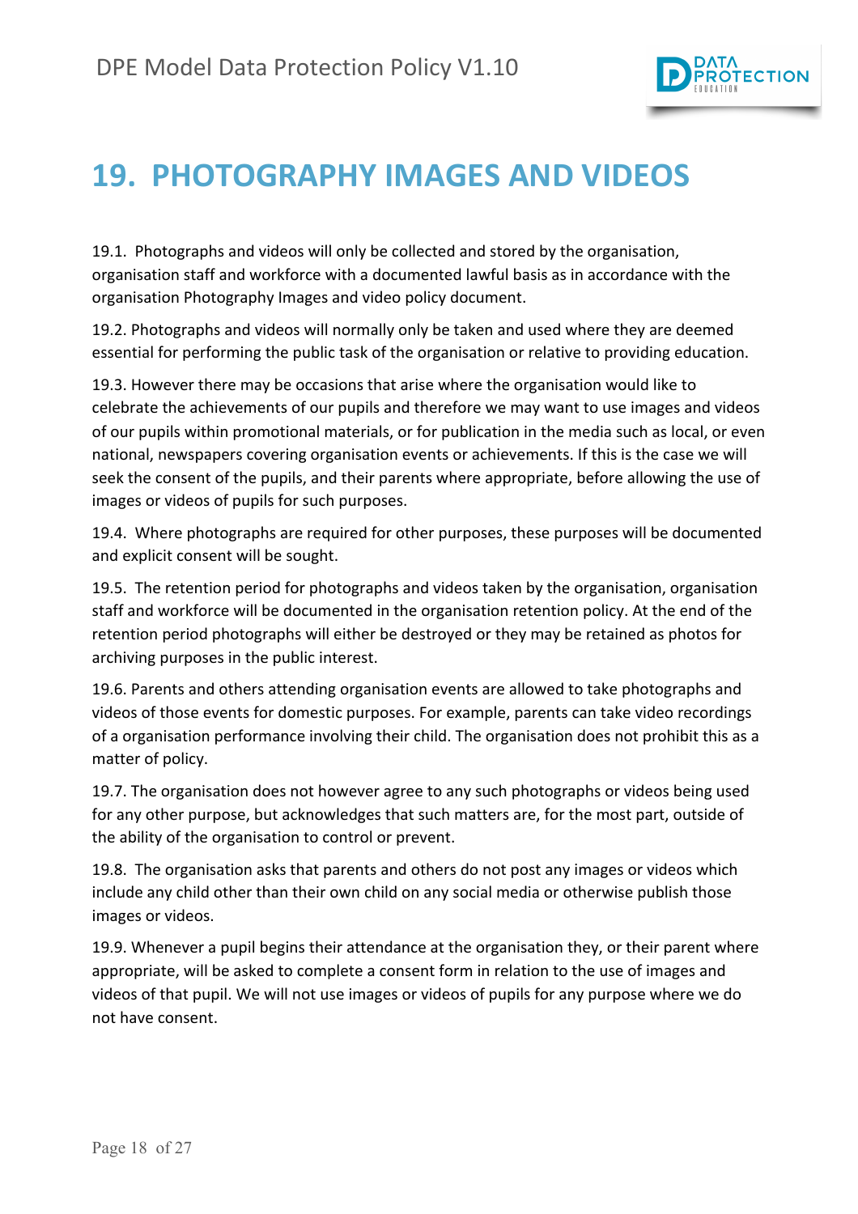# 19. PHOTOGRAPHY IMAGES AND VIDEOS

19.1. Photographs and videos will only be collected and stored by the organisation, organisation staff and workforce with a documented lawful basis as in accordance with the organisation Photography Images and video policy document.

19.2. Photographs and videos will normally only be taken and used where they are deemed essential for performing the public task of the organisation or relative to providing education.

19.3. However there may be occasions that arise where the organisation would like to celebrate the achievements of our pupils and therefore we may want to use images and videos of our pupils within promotional materials, or for publication in the media such as local, or even national, newspapers covering organisation events or achievements. If this is the case we will seek the consent of the pupils, and their parents where appropriate, before allowing the use of images or videos of pupils for such purposes.

19.4. Where photographs are required for other purposes, these purposes will be documented and explicit consent will be sought.

19.5. The retention period for photographs and videos taken by the organisation, organisation staff and workforce will be documented in the organisation retention policy. At the end of the retention period photographs will either be destroyed or they may be retained as photos for archiving purposes in the public interest.

19.6. Parents and others attending organisation events are allowed to take photographs and videos of those events for domestic purposes. For example, parents can take video recordings of a organisation performance involving their child. The organisation does not prohibit this as a matter of policy.

19.7. The organisation does not however agree to any such photographs or videos being used for any other purpose, but acknowledges that such matters are, for the most part, outside of the ability of the organisation to control or prevent.

19.8. The organisation asks that parents and others do not post any images or videos which include any child other than their own child on any social media or otherwise publish those images or videos.

19.9. Whenever a pupil begins their attendance at the organisation they, or their parent where appropriate, will be asked to complete a consent form in relation to the use of images and videos of that pupil. We will not use images or videos of pupils for any purpose where we do not have consent.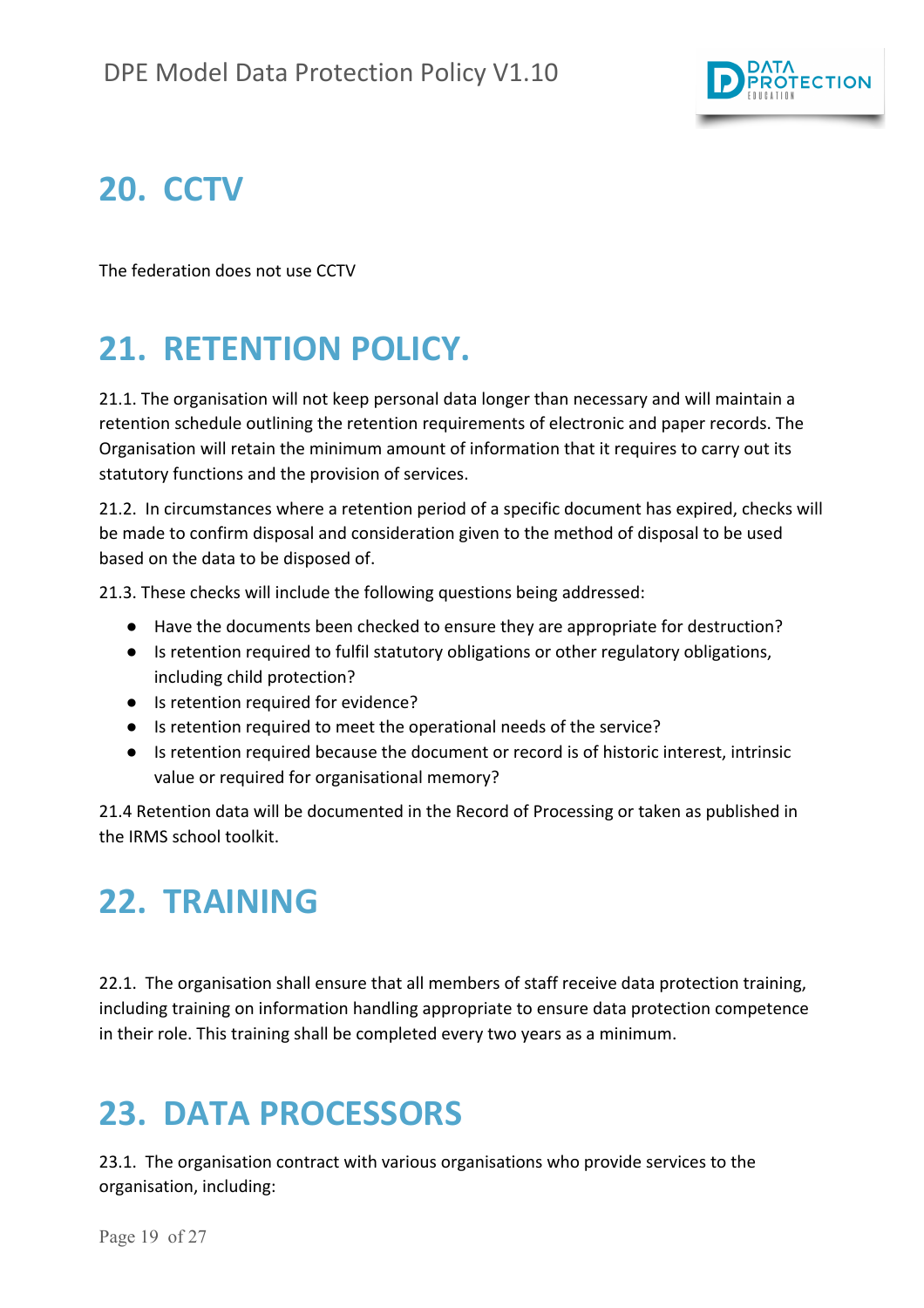# 20. CCTV

The federation does not use CCTV

# 21. RETENTION POLICY.

21.1. The organisation will not keep personal data longer than necessary and will maintain a retention schedule outlining the retention requirements of electronic and paper records. The Organisation will retain the minimum amount of information that it requires to carry out its statutory functions and the provision of services.

21.2. In circumstances where a retention period of a specific document has expired, checks will be made to confirm disposal and consideration given to the method of disposal to be used based on the data to be disposed of.

21.3. These checks will include the following questions being addressed:

- Have the documents been checked to ensure they are appropriate for destruction?
- Is retention required to fulfil statutory obligations or other regulatory obligations, including child protection?
- Is retention required for evidence?
- Is retention required to meet the operational needs of the service?
- Is retention required because the document or record is of historic interest, intrinsic value or required for organisational memory?

21.4 Retention data will be documented in the Record of Processing or taken as published in the IRMS school toolkit.

# 22. TRAINING

22.1. The organisation shall ensure that all members of staff receive data protection training, including training on information handling appropriate to ensure data protection competence in their role. This training shall be completed every two years as a minimum.

# 23. DATA PROCESSORS

23.1. The organisation contract with various organisations who provide services to the organisation, including: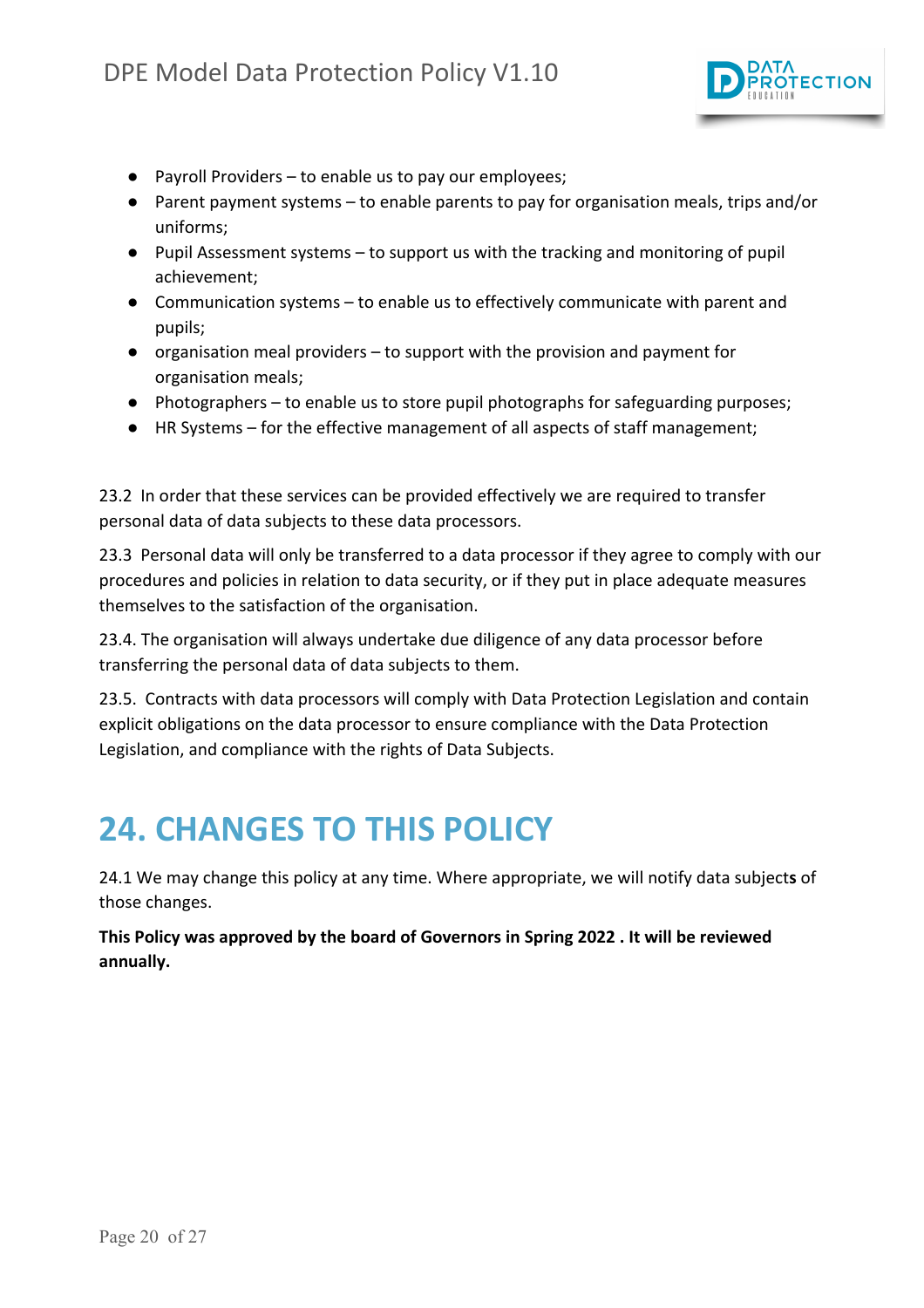- Payroll Providers – to enable us to pay our employees;
- Parent payment systems – to enable parents to pay for organisation meals, trips and/or uniforms;
- Pupil Assessment systems – to support us with the tracking and monitoring of pupil achievement;
- Communication systems – to enable us to effectively communicate with parent and pupils;
- organisation meal providers – to support with the provision and payment for organisation meals;
- Photographers – to enable us to store pupil photographs for safeguarding purposes;
- HR Systems – for the effective management of all aspects of staff management;

23.2 In order that these services can be provided effectively we are required to transfer personal data of data subjects to these data processors.

23.3 Personal data will only be transferred to a data processor if they agree to comply with our procedures and policies in relation to data security, or if they put in place adequate measures themselves to the satisfaction of the organisation.

23.4. The organisation will always undertake due diligence of any data processor before transferring the personal data of data subjects to them.

23.5. Contracts with data processors will comply with Data Protection Legislation and contain explicit obligations on the data processor to ensure compliance with the Data Protection Legislation, and compliance with the rights of Data Subjects.

# 24. CHANGES TO THIS POLICY

24.1 We may change this policy at any time. Where appropriate, we will notify data subjects of those changes.

**This Policy was approved by the board of Governors in Spring 2022 . It will be reviewed annually.**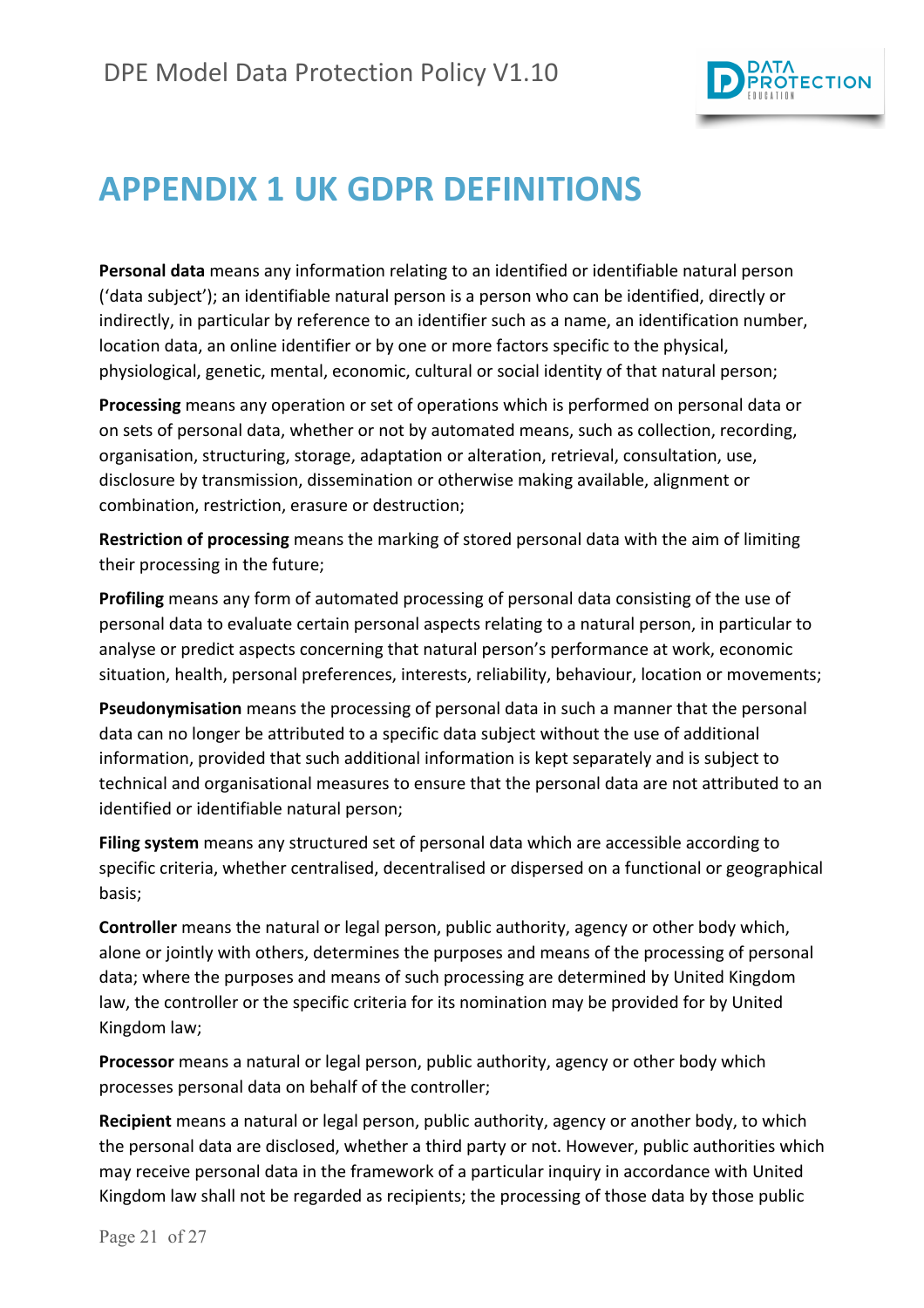# APPENDIX 1 UK GDPR DEFINITIONS

**Personal data** means any information relating to an identified or identifiable natural person ('data subject'); an identifiable natural person is a person who can be identified, directly or indirectly, in particular by reference to an identifier such as a name, an identification number, location data, an online identifier or by one or more factors specific to the physical, physiological, genetic, mental, economic, cultural or social identity of that natural person;

**Processing** means any operation or set of operations which is performed on personal data or on sets of personal data, whether or not by automated means, such as collection, recording, organisation, structuring, storage, adaptation or alteration, retrieval, consultation, use, disclosure by transmission, dissemination or otherwise making available, alignment or combination, restriction, erasure or destruction;

**Restriction of processing** means the marking of stored personal data with the aim of limiting their processing in the future;

**Profiling** means any form of automated processing of personal data consisting of the use of personal data to evaluate certain personal aspects relating to a natural person, in particular to analyse or predict aspects concerning that natural person's performance at work, economic situation, health, personal preferences, interests, reliability, behaviour, location or movements;

**Pseudonymisation** means the processing of personal data in such a manner that the personal data can no longer be attributed to a specific data subject without the use of additional information, provided that such additional information is kept separately and is subject to technical and organisational measures to ensure that the personal data are not attributed to an identified or identifiable natural person;

**Filing system** means any structured set of personal data which are accessible according to specific criteria, whether centralised, decentralised or dispersed on a functional or geographical basis;

**Controller** means the natural or legal person, public authority, agency or other body which, alone or jointly with others, determines the purposes and means of the processing of personal data; where the purposes and means of such processing are determined by United Kingdom law, the controller or the specific criteria for its nomination may be provided for by United Kingdom law;

**Processor** means a natural or legal person, public authority, agency or other body which processes personal data on behalf of the controller;

**Recipient** means a natural or legal person, public authority, agency or another body, to which the personal data are disclosed, whether a third party or not. However, public authorities which may receive personal data in the framework of a particular inquiry in accordance with United Kingdom law shall not be regarded as recipients; the processing of those data by those public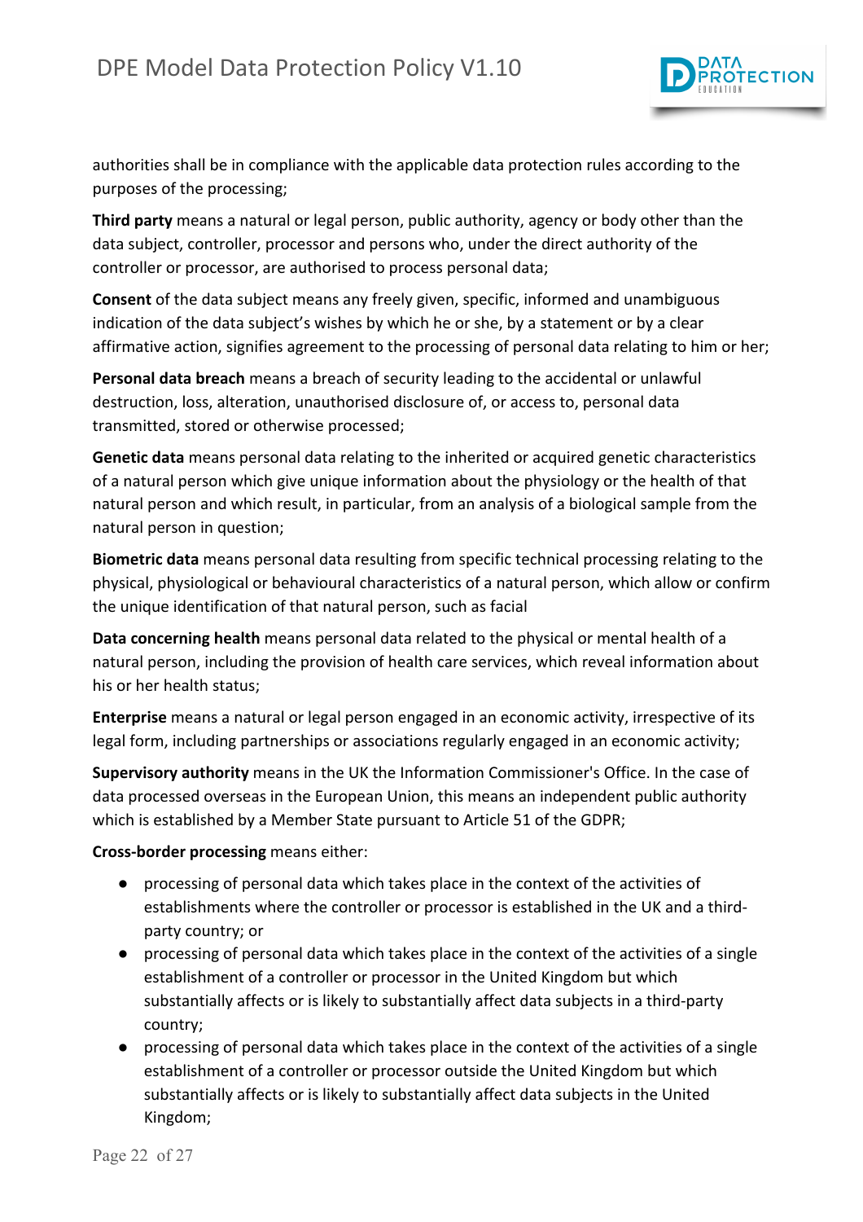authorities shall be in compliance with the applicable data protection rules according to the purposes of the processing;

**Third party** means a natural or legal person, public authority, agency or body other than the data subject, controller, processor and persons who, under the direct authority of the controller or processor, are authorised to process personal data;

**Consent** of the data subject means any freely given, specific, informed and unambiguous indication of the data subject's wishes by which he or she, by a statement or by a clear affirmative action, signifies agreement to the processing of personal data relating to him or her;

**Personal data breach** means a breach of security leading to the accidental or unlawful destruction, loss, alteration, unauthorised disclosure of, or access to, personal data transmitted, stored or otherwise processed;

**Genetic data** means personal data relating to the inherited or acquired genetic characteristics of a natural person which give unique information about the physiology or the health of that natural person and which result, in particular, from an analysis of a biological sample from the natural person in question;

**Biometric data** means personal data resulting from specific technical processing relating to the physical, physiological or behavioural characteristics of a natural person, which allow or confirm the unique identification of that natural person, such as facial

**Data concerning health** means personal data related to the physical or mental health of a natural person, including the provision of health care services, which reveal information about his or her health status;

**Enterprise** means a natural or legal person engaged in an economic activity, irrespective of its legal form, including partnerships or associations regularly engaged in an economic activity;

**Supervisory authority** means in the UK the Information Commissioner's Office. In the case of data processed overseas in the European Union, this means an independent public authority which is established by a Member State pursuant to Article 51 of the GDPR;

**Cross-border processing** means either:

- processing of personal data which takes place in the context of the activities of establishments where the controller or processor is established in the UK and a third-party country; or
- processing of personal data which takes place in the context of the activities of a single establishment of a controller or processor in the United Kingdom but which substantially affects or is likely to substantially affect data subjects in a third-party country;
- processing of personal data which takes place in the context of the activities of a single establishment of a controller or processor outside the United Kingdom but which substantially affects or is likely to substantially affect data subjects in the United Kingdom;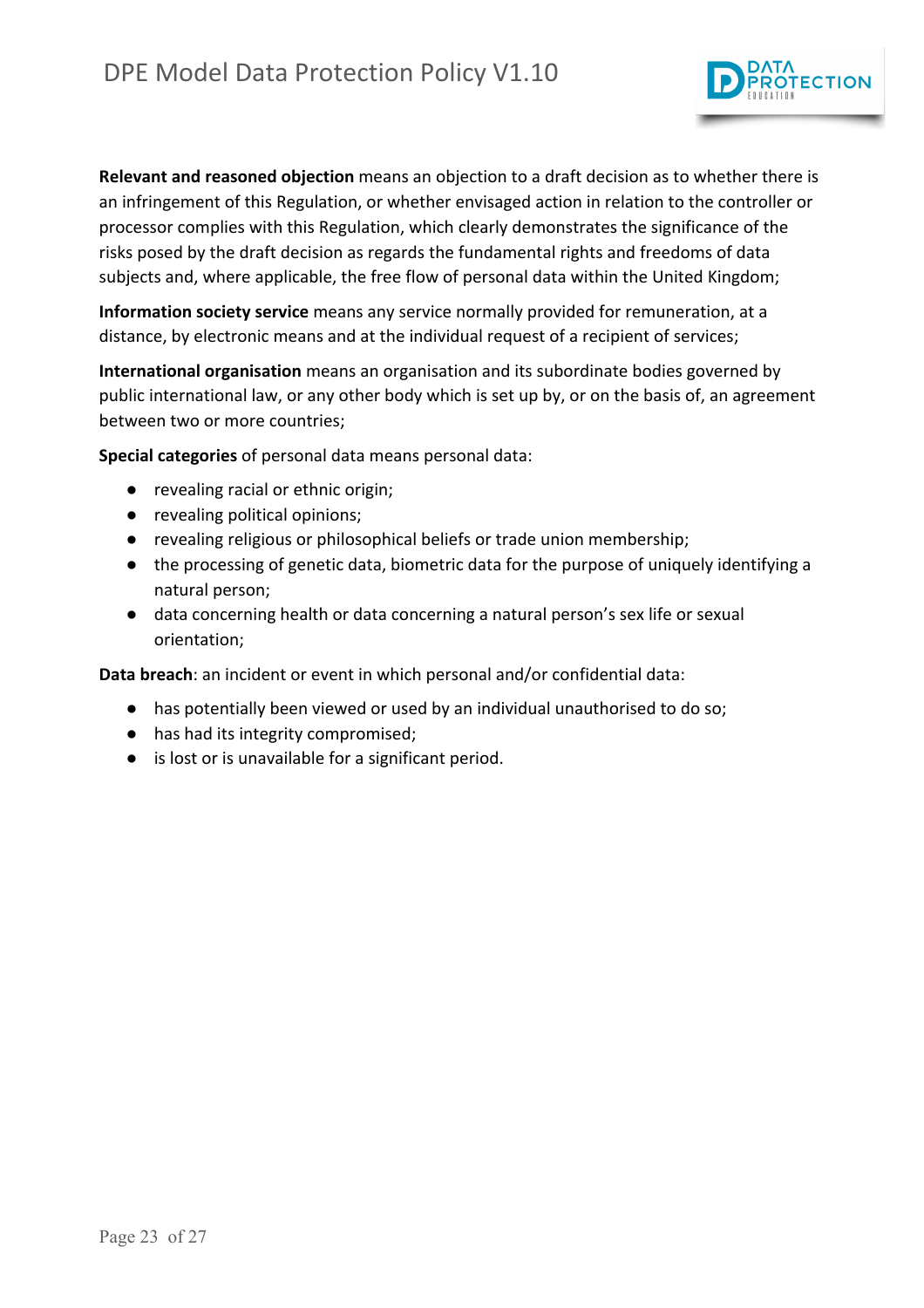**Relevant and reasoned objection** means an objection to a draft decision as to whether there is an infringement of this Regulation, or whether envisaged action in relation to the controller or processor complies with this Regulation, which clearly demonstrates the significance of the risks posed by the draft decision as regards the fundamental rights and freedoms of data subjects and, where applicable, the free flow of personal data within the United Kingdom;

**Information society service** means any service normally provided for remuneration, at a distance, by electronic means and at the individual request of a recipient of services;

**International organisation** means an organisation and its subordinate bodies governed by public international law, or any other body which is set up by, or on the basis of, an agreement between two or more countries;

**Special categories** of personal data means personal data:

- revealing racial or ethnic origin;
- revealing political opinions;
- revealing religious or philosophical beliefs or trade union membership;
- the processing of genetic data, biometric data for the purpose of uniquely identifying a natural person;
- data concerning health or data concerning a natural person's sex life or sexual orientation;

**Data breach**: an incident or event in which personal and/or confidential data:

- has potentially been viewed or used by an individual unauthorised to do so;
- has had its integrity compromised;
- is lost or is unavailable for a significant period.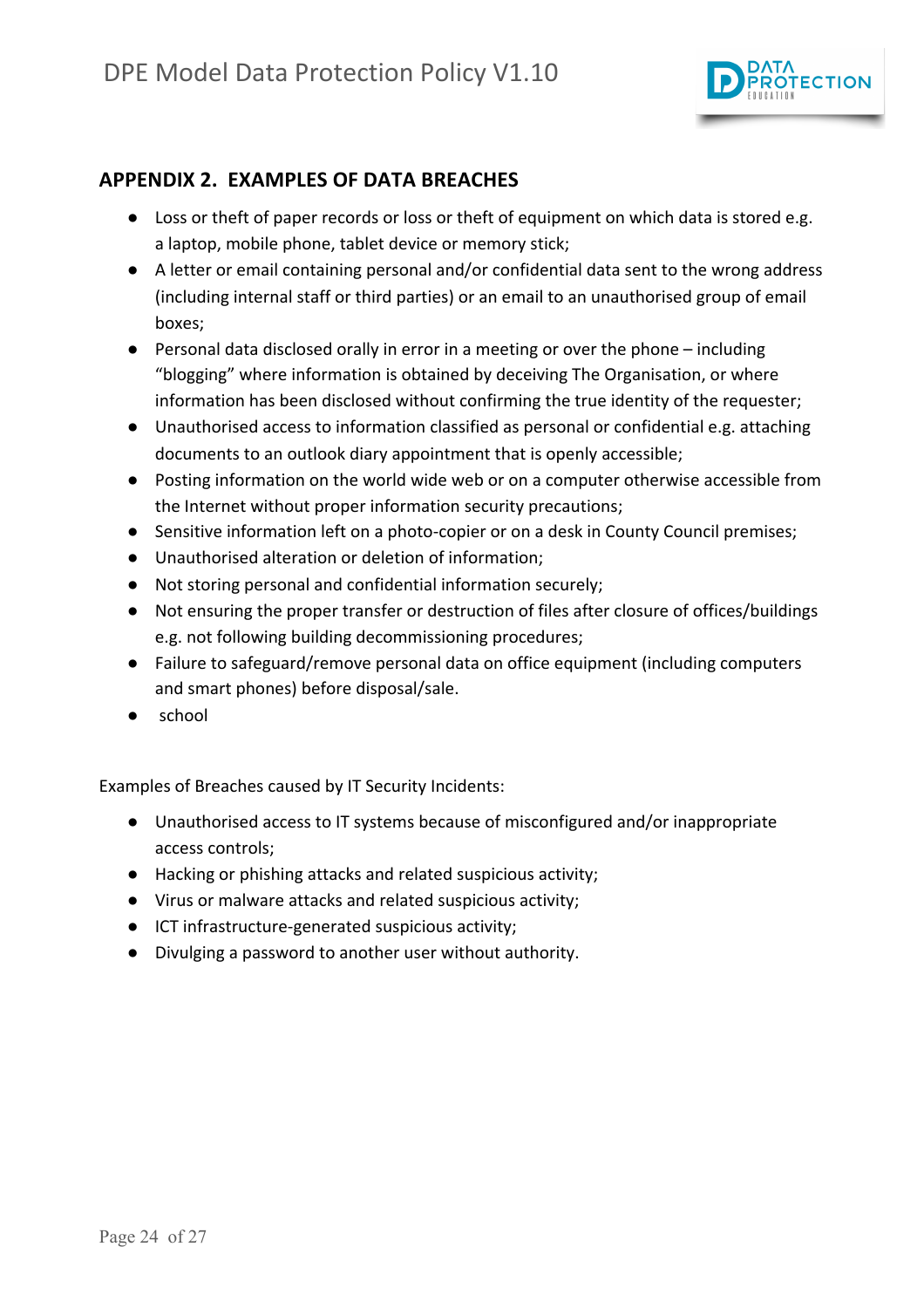## APPENDIX 2. EXAMPLES OF DATA BREACHES

- Loss or theft of paper records or loss or theft of equipment on which data is stored e.g. a laptop, mobile phone, tablet device or memory stick;
- A letter or email containing personal and/or confidential data sent to the wrong address (including internal staff or third parties) or an email to an unauthorised group of email boxes;
- Personal data disclosed orally in error in a meeting or over the phone – including "blogging" where information is obtained by deceiving The Organisation, or where information has been disclosed without confirming the true identity of the requester;
- Unauthorised access to information classified as personal or confidential e.g. attaching documents to an outlook diary appointment that is openly accessible;
- Posting information on the world wide web or on a computer otherwise accessible from the Internet without proper information security precautions;
- Sensitive information left on a photo-copier or on a desk in County Council premises;
- Unauthorised alteration or deletion of information;
- Not storing personal and confidential information securely;
- Not ensuring the proper transfer or destruction of files after closure of offices/buildings e.g. not following building decommissioning procedures;
- Failure to safeguard/remove personal data on office equipment (including computers and smart phones) before disposal/sale.
- school

Examples of Breaches caused by IT Security Incidents:

- Unauthorised access to IT systems because of misconfigured and/or inappropriate access controls;
- Hacking or phishing attacks and related suspicious activity;
- Virus or malware attacks and related suspicious activity;
- ICT infrastructure-generated suspicious activity;
- Divulging a password to another user without authority.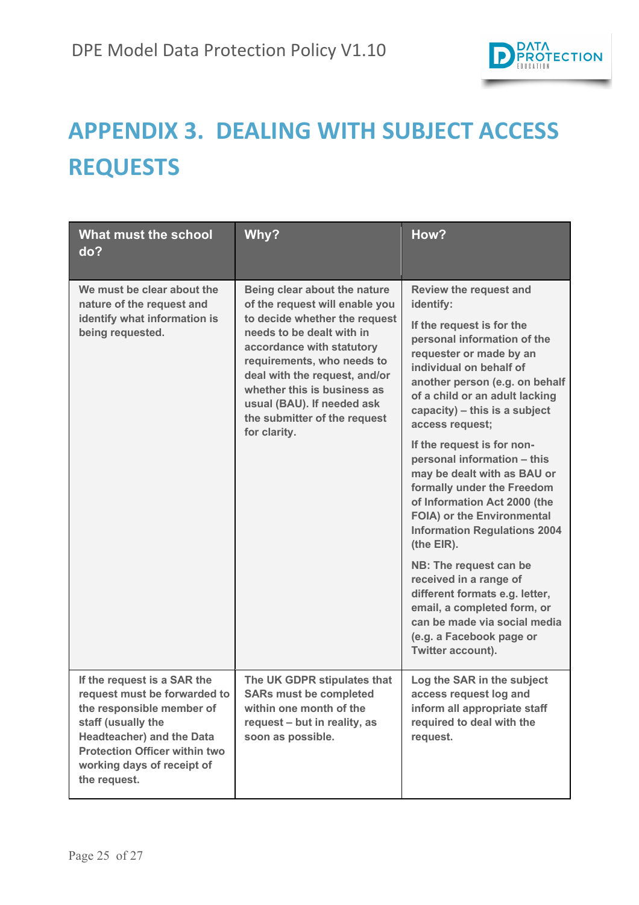# APPENDIX 3. DEALING WITH SUBJECT ACCESS REQUESTS

| What must the school do? | Why? | How? |
|---|---|---|
| We must be clear about the nature of the request and identify what information is being requested. | Being clear about the nature of the request will enable you to decide whether the request needs to be dealt with in accordance with statutory requirements, who needs to deal with the request, and/or whether this is business as usual (BAU). If needed ask the submitter of the request for clarity. | Review the request and identify:<br><br>If the request is for the personal information of the requester or made by an individual on behalf of another person (e.g. on behalf of a child or an adult lacking capacity) – this is a subject access request;<br><br>If the request is for non-personal information – this may be dealt with as BAU or formally under the Freedom of Information Act 2000 (the FOIA) or the Environmental Information Regulations 2004 (the EIR).<br><br>NB: The request can be received in a range of different formats e.g. letter, email, a completed form, or can be made via social media (e.g. a Facebook page or Twitter account). |
| If the request is a SAR the request must be forwarded to the responsible member of staff (usually the Headteacher) and the Data Protection Officer within two working days of receipt of the request. | The UK GDPR stipulates that SARs must be completed within one month of the request – but in reality, as soon as possible. | Log the SAR in the subject access request log and inform all appropriate staff required to deal with the request. |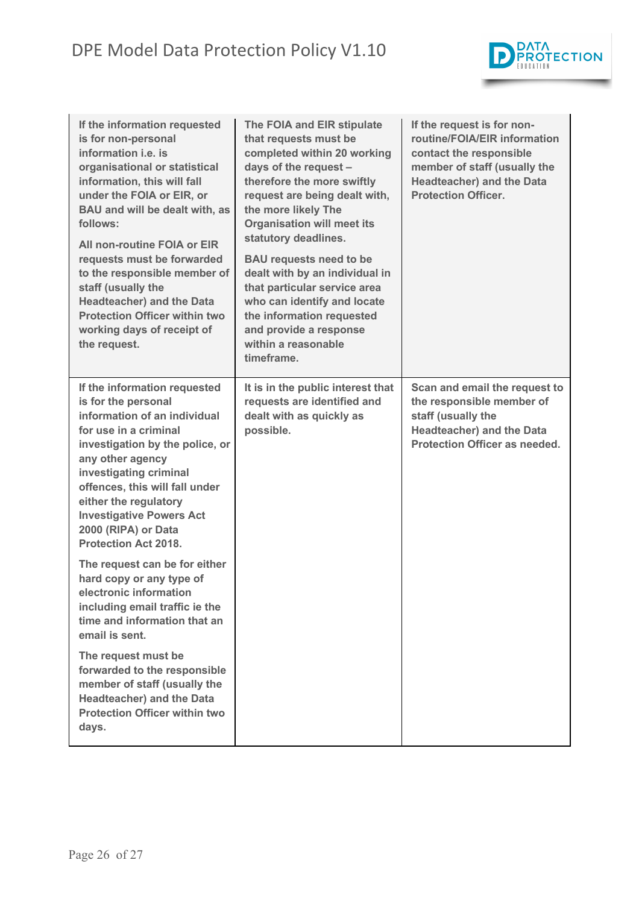| | | |
|---|---|---|
| **If the information requested is for non-personal information i.e. is organisational or statistical information, this will fall under the FOIA or EIR, or BAU and will be dealt with, as follows:**<br><br>**All non-routine FOIA or EIR requests must be forwarded to the responsible member of staff (usually the Headteacher) and the Data Protection Officer within two working days of receipt of the request.** | **The FOIA and EIR stipulate that requests must be completed within 20 working days of the request – therefore the more swiftly request are being dealt with, the more likely The Organisation will meet its statutory deadlines.**<br><br>**BAU requests need to be dealt with by an individual in that particular service area who can identify and locate the information requested and provide a response within a reasonable timeframe.** | **If the request is for non-routine/FOIA/EIR information contact the responsible member of staff (usually the Headteacher) and the Data Protection Officer.** |
| **If the information requested is for the personal information of an individual for use in a criminal investigation by the police, or any other agency investigating criminal offences, this will fall under either the regulatory Investigative Powers Act 2000 (RIPA) or Data Protection Act 2018.**<br><br>**The request can be for either hard copy or any type of electronic information including email traffic ie the time and information that an email is sent.**<br><br>**The request must be forwarded to the responsible member of staff (usually the Headteacher) and the Data Protection Officer within two days.** | **It is in the public interest that requests are identified and dealt with as quickly as possible.** | **Scan and email the request to the responsible member of staff (usually the Headteacher) and the Data Protection Officer as needed.** |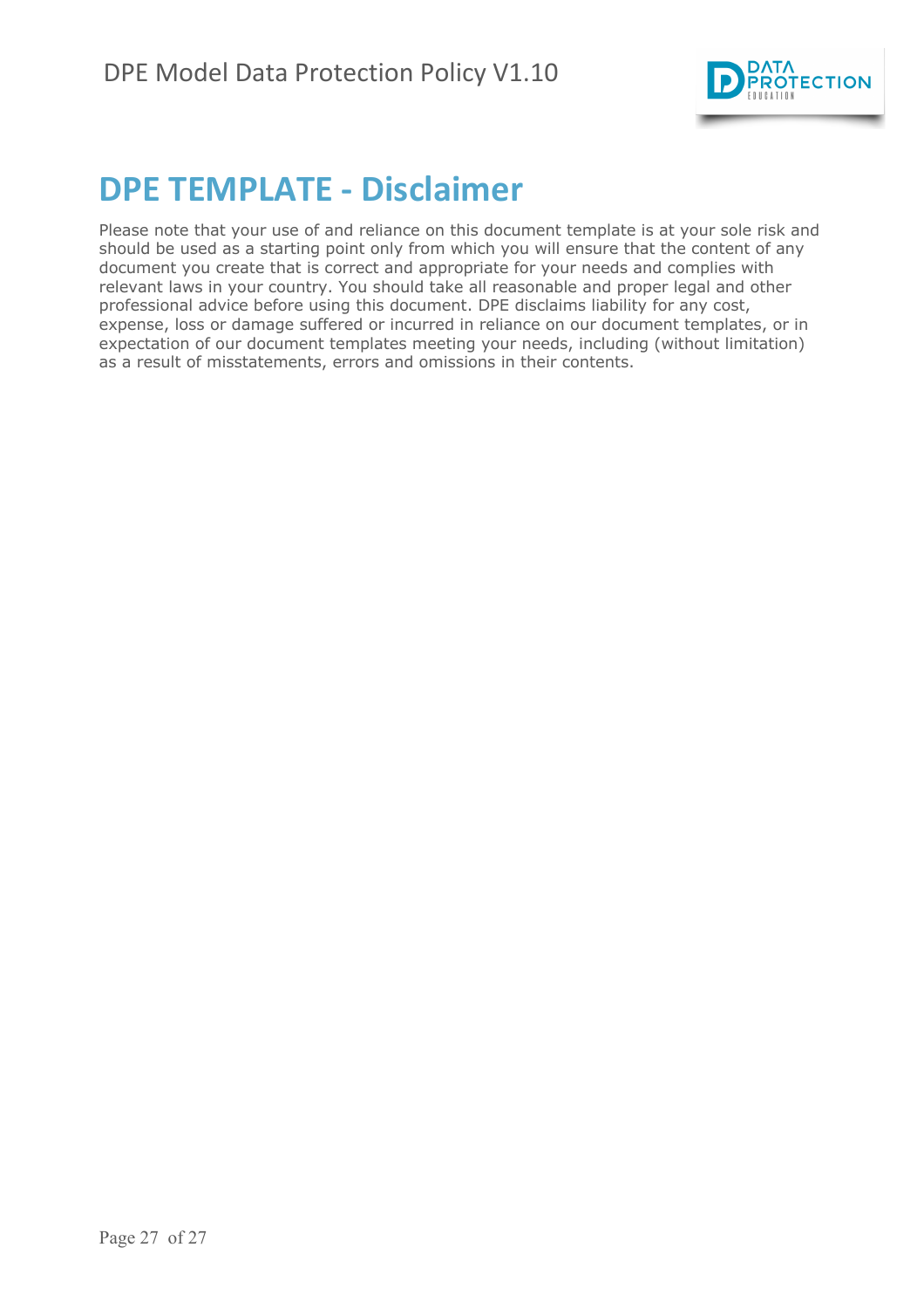# DPE TEMPLATE - Disclaimer

Please note that your use of and reliance on this document template is at your sole risk and should be used as a starting point only from which you will ensure that the content of any document you create that is correct and appropriate for your needs and complies with relevant laws in your country. You should take all reasonable and proper legal and other professional advice before using this document. DPE disclaims liability for any cost, expense, loss or damage suffered or incurred in reliance on our document templates, or in expectation of our document templates meeting your needs, including (without limitation) as a result of misstatements, errors and omissions in their contents.